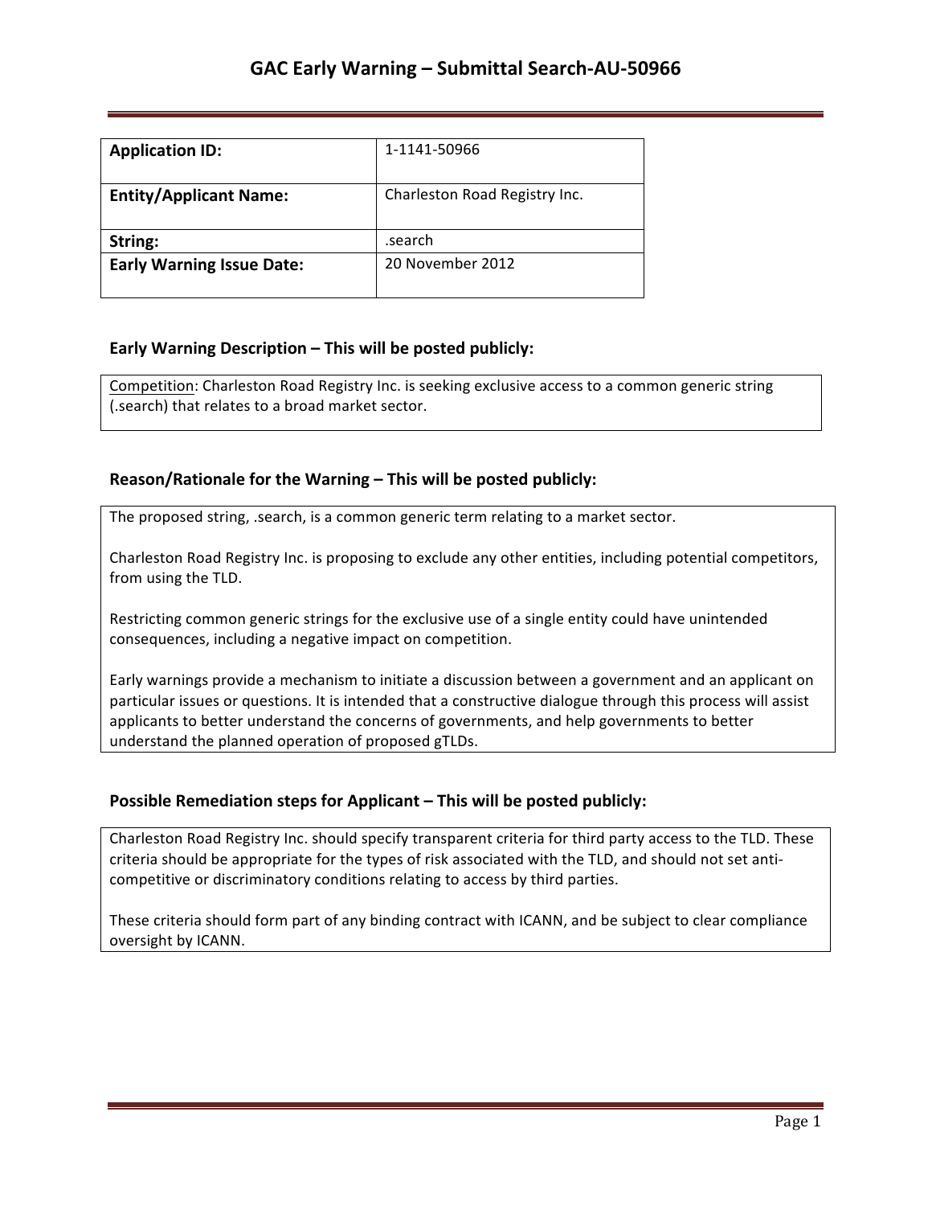# GAC Early Warning – Submittal Search-AU-50966

| **Application ID:** | 1-1141-50966 |
| --- | --- |
| **Entity/Applicant Name:** | Charleston Road Registry Inc. |
| **String:** | .search |
| **Early Warning Issue Date:** | 20 November 2012 |

## Early Warning Description – This will be posted publicly:

Competition: Charleston Road Registry Inc. is seeking exclusive access to a common generic string (.search) that relates to a broad market sector.

## Reason/Rationale for the Warning – This will be posted publicly:

The proposed string, .search, is a common generic term relating to a market sector.

Charleston Road Registry Inc. is proposing to exclude any other entities, including potential competitors, from using the TLD.

Restricting common generic strings for the exclusive use of a single entity could have unintended consequences, including a negative impact on competition.

Early warnings provide a mechanism to initiate a discussion between a government and an applicant on particular issues or questions. It is intended that a constructive dialogue through this process will assist applicants to better understand the concerns of governments, and help governments to better understand the planned operation of proposed gTLDs.

## Possible Remediation steps for Applicant – This will be posted publicly:

Charleston Road Registry Inc. should specify transparent criteria for third party access to the TLD. These criteria should be appropriate for the types of risk associated with the TLD, and should not set anti-competitive or discriminatory conditions relating to access by third parties.

These criteria should form part of any binding contract with ICANN, and be subject to clear compliance oversight by ICANN.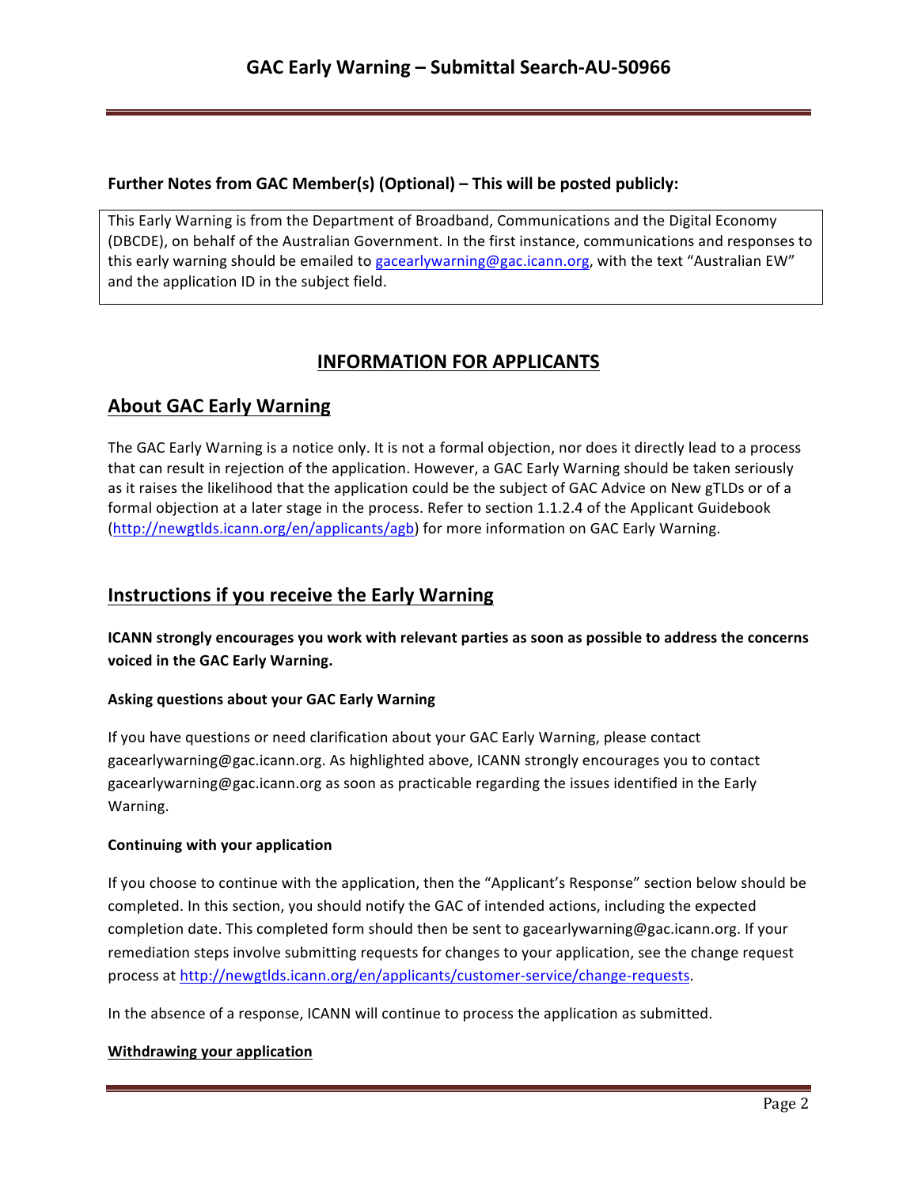**Further Notes from GAC Member(s) (Optional) – This will be posted publicly:**

This Early Warning is from the Department of Broadband, Communications and the Digital Economy (DBCDE), on behalf of the Australian Government. In the first instance, communications and responses to this early warning should be emailed to gacearlywarning@gac.icann.org, with the text "Australian EW" and the application ID in the subject field.

## INFORMATION FOR APPLICANTS

## About GAC Early Warning

The GAC Early Warning is a notice only. It is not a formal objection, nor does it directly lead to a process that can result in rejection of the application. However, a GAC Early Warning should be taken seriously as it raises the likelihood that the application could be the subject of GAC Advice on New gTLDs or of a formal objection at a later stage in the process. Refer to section 1.1.2.4 of the Applicant Guidebook (http://newgtlds.icann.org/en/applicants/agb) for more information on GAC Early Warning.

## Instructions if you receive the Early Warning

**ICANN strongly encourages you work with relevant parties as soon as possible to address the concerns voiced in the GAC Early Warning.**

#### Asking questions about your GAC Early Warning

If you have questions or need clarification about your GAC Early Warning, please contact gacearlywarning@gac.icann.org. As highlighted above, ICANN strongly encourages you to contact gacearlywarning@gac.icann.org as soon as practicable regarding the issues identified in the Early Warning.

#### Continuing with your application

If you choose to continue with the application, then the "Applicant's Response" section below should be completed. In this section, you should notify the GAC of intended actions, including the expected completion date. This completed form should then be sent to gacearlywarning@gac.icann.org. If your remediation steps involve submitting requests for changes to your application, see the change request process at http://newgtlds.icann.org/en/applicants/customer-service/change-requests.

In the absence of a response, ICANN will continue to process the application as submitted.

#### Withdrawing your application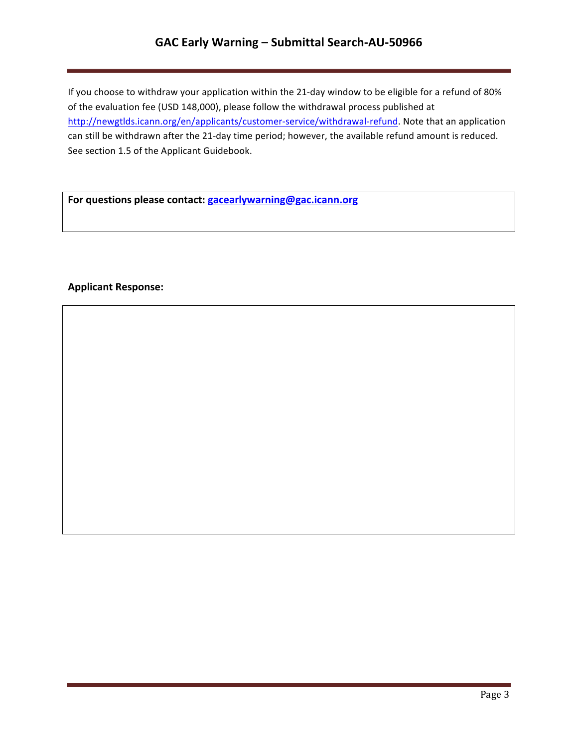If you choose to withdraw your application within the 21-day window to be eligible for a refund of 80% of the evaluation fee (USD 148,000), please follow the withdrawal process published at http://newgtlds.icann.org/en/applicants/customer-service/withdrawal-refund. Note that an application can still be withdrawn after the 21-day time period; however, the available refund amount is reduced. See section 1.5 of the Applicant Guidebook.

**For questions please contact: gacearlywarning@gac.icann.org**

**Applicant Response:**